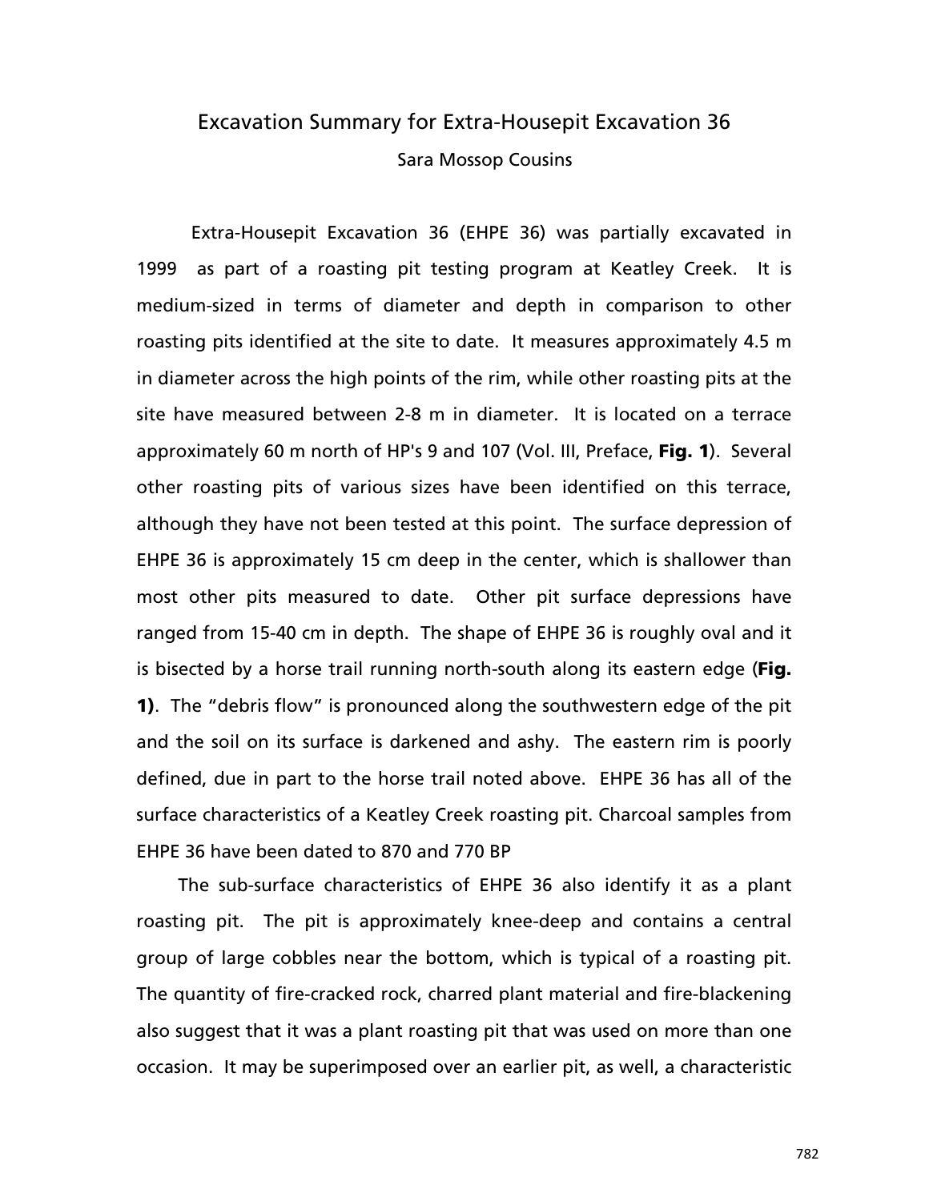# Excavation Summary for Extra-Housepit Excavation 36

Sara Mossop Cousins

Extra-Housepit Excavation 36 (EHPE 36) was partially excavated in 1999 as part of a roasting pit testing program at Keatley Creek. It is medium-sized in terms of diameter and depth in comparison to other roasting pits identified at the site to date. It measures approximately 4.5 m in diameter across the high points of the rim, while other roasting pits at the site have measured between 2-8 m in diameter. It is located on a terrace approximately 60 m north of HP's 9 and 107 (Vol. III, Preface, **Fig. 1**). Several other roasting pits of various sizes have been identified on this terrace, although they have not been tested at this point. The surface depression of EHPE 36 is approximately 15 cm deep in the center, which is shallower than most other pits measured to date. Other pit surface depressions have ranged from 15-40 cm in depth. The shape of EHPE 36 is roughly oval and it is bisected by a horse trail running north-south along its eastern edge (**Fig. 1)**. The "debris flow" is pronounced along the southwestern edge of the pit and the soil on its surface is darkened and ashy. The eastern rim is poorly defined, due in part to the horse trail noted above. EHPE 36 has all of the surface characteristics of a Keatley Creek roasting pit. Charcoal samples from EHPE 36 have been dated to 870 and 770 BP

The sub-surface characteristics of EHPE 36 also identify it as a plant roasting pit. The pit is approximately knee-deep and contains a central group of large cobbles near the bottom, which is typical of a roasting pit. The quantity of fire-cracked rock, charred plant material and fire-blackening also suggest that it was a plant roasting pit that was used on more than one occasion. It may be superimposed over an earlier pit, as well, a characteristic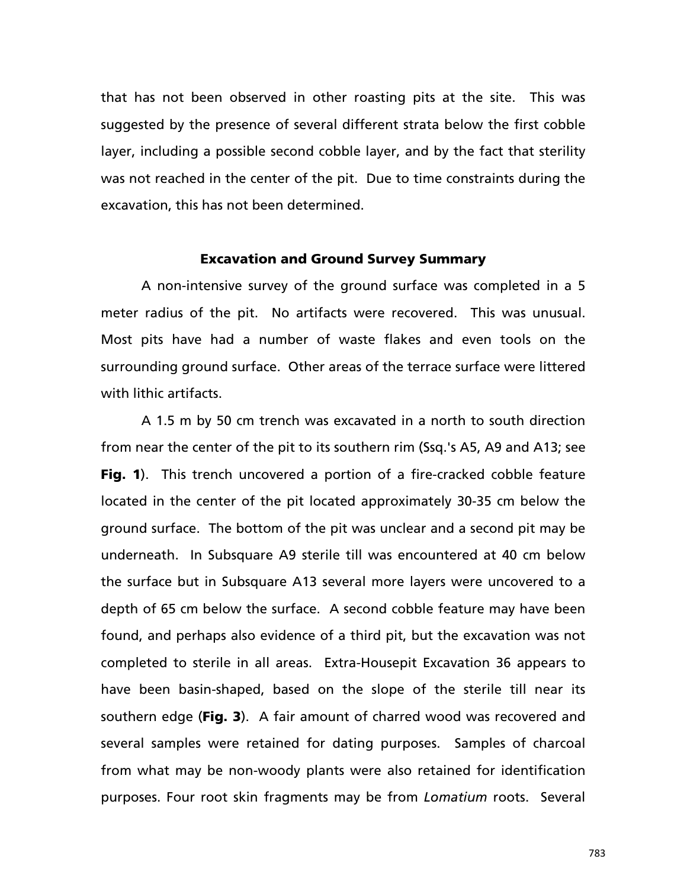that has not been observed in other roasting pits at the site. This was suggested by the presence of several different strata below the first cobble layer, including a possible second cobble layer, and by the fact that sterility was not reached in the center of the pit. Due to time constraints during the excavation, this has not been determined.

### Excavation and Ground Survey Summary

A non-intensive survey of the ground surface was completed in a 5 meter radius of the pit. No artifacts were recovered. This was unusual. Most pits have had a number of waste flakes and even tools on the surrounding ground surface. Other areas of the terrace surface were littered with lithic artifacts.

A 1.5 m by 50 cm trench was excavated in a north to south direction from near the center of the pit to its southern rim (Ssq.'s A5, A9 and A13; see **Fig. 1**). This trench uncovered a portion of a fire-cracked cobble feature located in the center of the pit located approximately 30-35 cm below the ground surface. The bottom of the pit was unclear and a second pit may be underneath. In Subsquare A9 sterile till was encountered at 40 cm below the surface but in Subsquare A13 several more layers were uncovered to a depth of 65 cm below the surface. A second cobble feature may have been found, and perhaps also evidence of a third pit, but the excavation was not completed to sterile in all areas. Extra-Housepit Excavation 36 appears to have been basin-shaped, based on the slope of the sterile till near its southern edge (**Fig. 3**). A fair amount of charred wood was recovered and several samples were retained for dating purposes. Samples of charcoal from what may be non-woody plants were also retained for identification purposes. Four root skin fragments may be from *Lomatium* roots. Several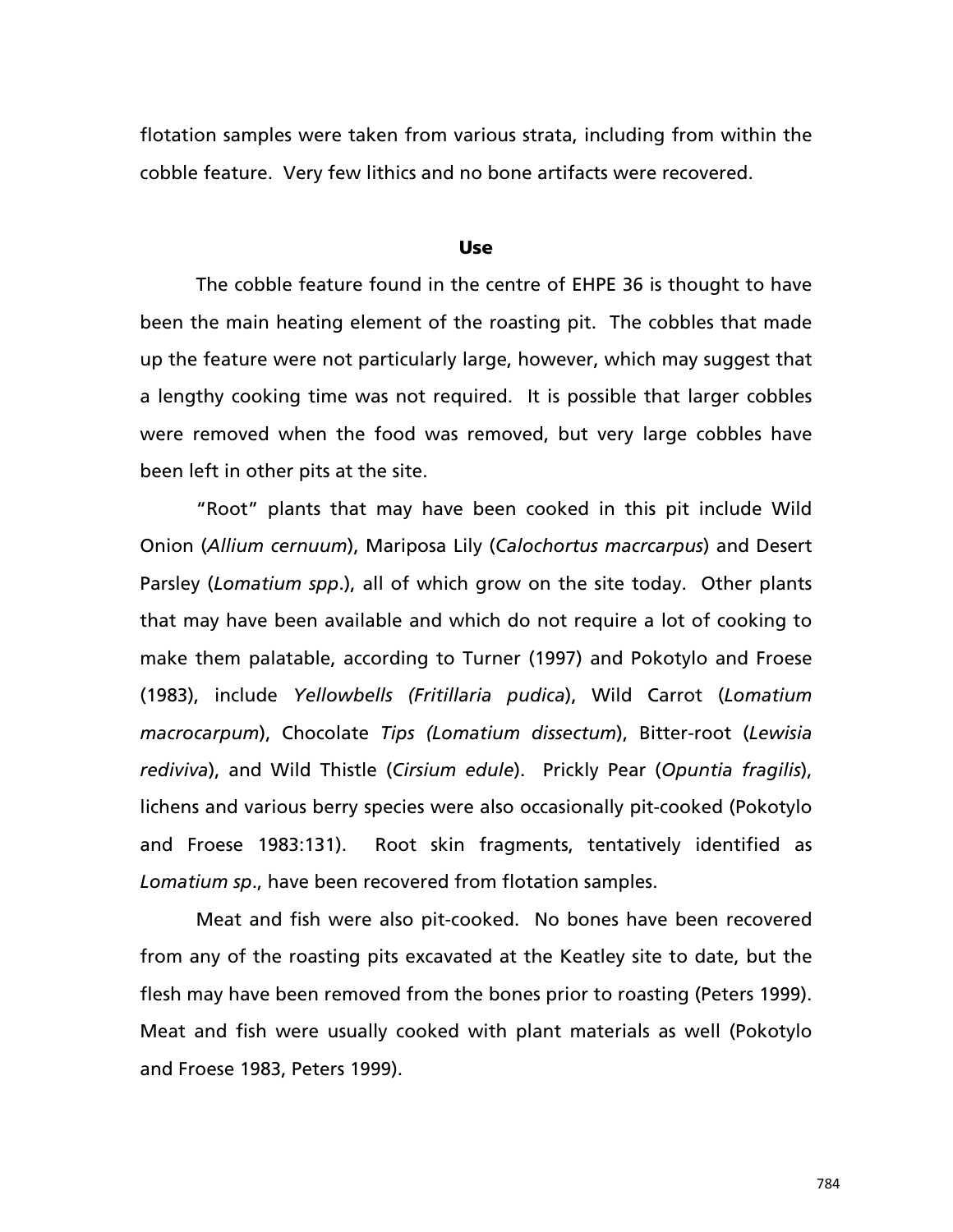flotation samples were taken from various strata, including from within the cobble feature. Very few lithics and no bone artifacts were recovered.

## Use

The cobble feature found in the centre of EHPE 36 is thought to have been the main heating element of the roasting pit. The cobbles that made up the feature were not particularly large, however, which may suggest that a lengthy cooking time was not required. It is possible that larger cobbles were removed when the food was removed, but very large cobbles have been left in other pits at the site.

"Root" plants that may have been cooked in this pit include Wild Onion (*Allium cernuum*), Mariposa Lily (*Calochortus macrcarpus*) and Desert Parsley (*Lomatium spp*.), all of which grow on the site today. Other plants that may have been available and which do not require a lot of cooking to make them palatable, according to Turner (1997) and Pokotylo and Froese (1983), include *Yellowbells (Fritillaria pudica*), Wild Carrot (*Lomatium macrocarpum*), Chocolate *Tips (Lomatium dissectum*), Bitter-root (*Lewisia rediviva*), and Wild Thistle (*Cirsium edule*). Prickly Pear (*Opuntia fragilis*), lichens and various berry species were also occasionally pit-cooked (Pokotylo and Froese 1983:131). Root skin fragments, tentatively identified as *Lomatium sp*., have been recovered from flotation samples.

Meat and fish were also pit-cooked. No bones have been recovered from any of the roasting pits excavated at the Keatley site to date, but the flesh may have been removed from the bones prior to roasting (Peters 1999). Meat and fish were usually cooked with plant materials as well (Pokotylo and Froese 1983, Peters 1999).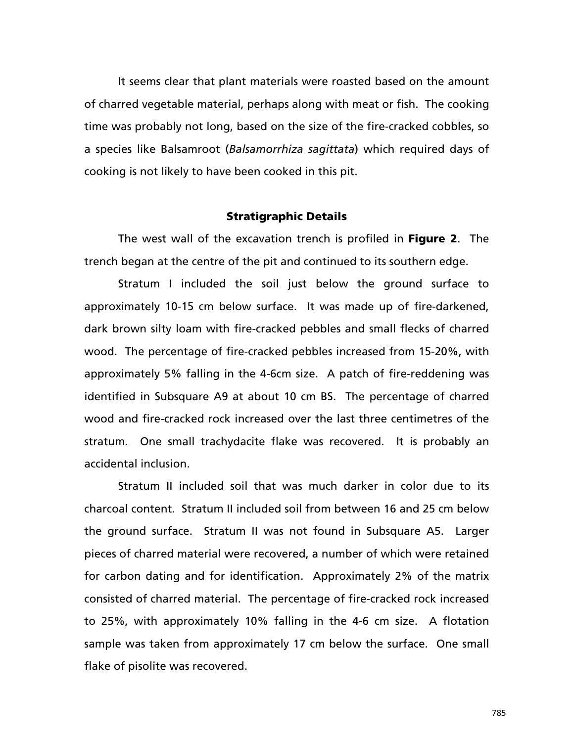It seems clear that plant materials were roasted based on the amount of charred vegetable material, perhaps along with meat or fish. The cooking time was probably not long, based on the size of the fire-cracked cobbles, so a species like Balsamroot (*Balsamorrhiza sagittata*) which required days of cooking is not likely to have been cooked in this pit.

## Stratigraphic Details

The west wall of the excavation trench is profiled in **Figure 2**. The trench began at the centre of the pit and continued to its southern edge.

Stratum I included the soil just below the ground surface to approximately 10-15 cm below surface. It was made up of fire-darkened, dark brown silty loam with fire-cracked pebbles and small flecks of charred wood. The percentage of fire-cracked pebbles increased from 15-20%, with approximately 5% falling in the 4-6cm size. A patch of fire-reddening was identified in Subsquare A9 at about 10 cm BS. The percentage of charred wood and fire-cracked rock increased over the last three centimetres of the stratum. One small trachydacite flake was recovered. It is probably an accidental inclusion.

Stratum II included soil that was much darker in color due to its charcoal content. Stratum II included soil from between 16 and 25 cm below the ground surface. Stratum II was not found in Subsquare A5. Larger pieces of charred material were recovered, a number of which were retained for carbon dating and for identification. Approximately 2% of the matrix consisted of charred material. The percentage of fire-cracked rock increased to 25%, with approximately 10% falling in the 4-6 cm size. A flotation sample was taken from approximately 17 cm below the surface. One small flake of pisolite was recovered.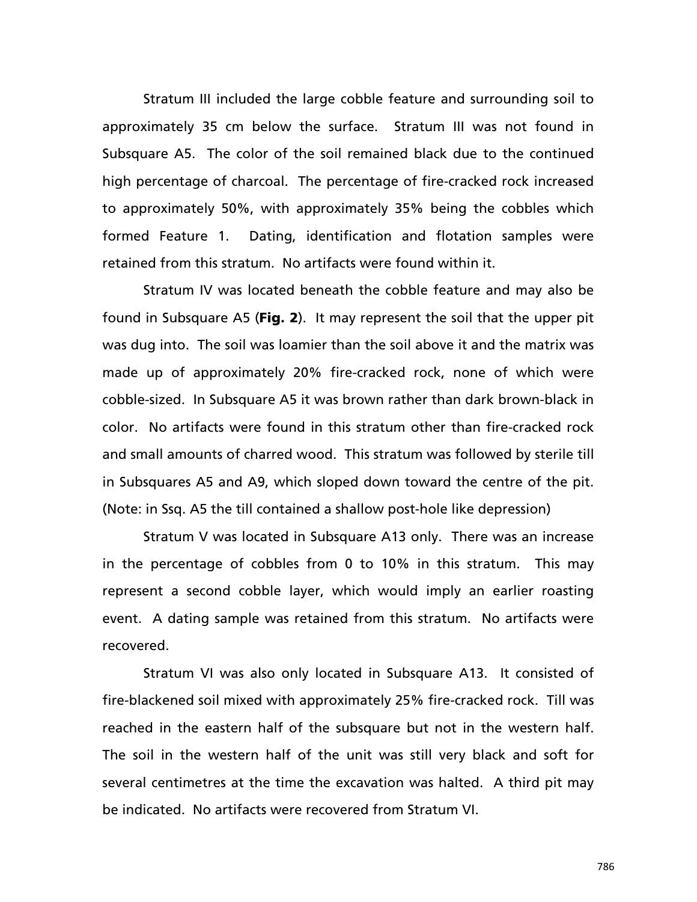Stratum III included the large cobble feature and surrounding soil to approximately 35 cm below the surface. Stratum III was not found in Subsquare A5. The color of the soil remained black due to the continued high percentage of charcoal. The percentage of fire-cracked rock increased to approximately 50%, with approximately 35% being the cobbles which formed Feature 1. Dating, identification and flotation samples were retained from this stratum. No artifacts were found within it.

Stratum IV was located beneath the cobble feature and may also be found in Subsquare A5 (**Fig. 2**). It may represent the soil that the upper pit was dug into. The soil was loamier than the soil above it and the matrix was made up of approximately 20% fire-cracked rock, none of which were cobble-sized. In Subsquare A5 it was brown rather than dark brown-black in color. No artifacts were found in this stratum other than fire-cracked rock and small amounts of charred wood. This stratum was followed by sterile till in Subsquares A5 and A9, which sloped down toward the centre of the pit. (Note: in Ssq. A5 the till contained a shallow post-hole like depression)

Stratum V was located in Subsquare A13 only. There was an increase in the percentage of cobbles from 0 to 10% in this stratum. This may represent a second cobble layer, which would imply an earlier roasting event. A dating sample was retained from this stratum. No artifacts were recovered.

Stratum VI was also only located in Subsquare A13. It consisted of fire-blackened soil mixed with approximately 25% fire-cracked rock. Till was reached in the eastern half of the subsquare but not in the western half. The soil in the western half of the unit was still very black and soft for several centimetres at the time the excavation was halted. A third pit may be indicated. No artifacts were recovered from Stratum VI.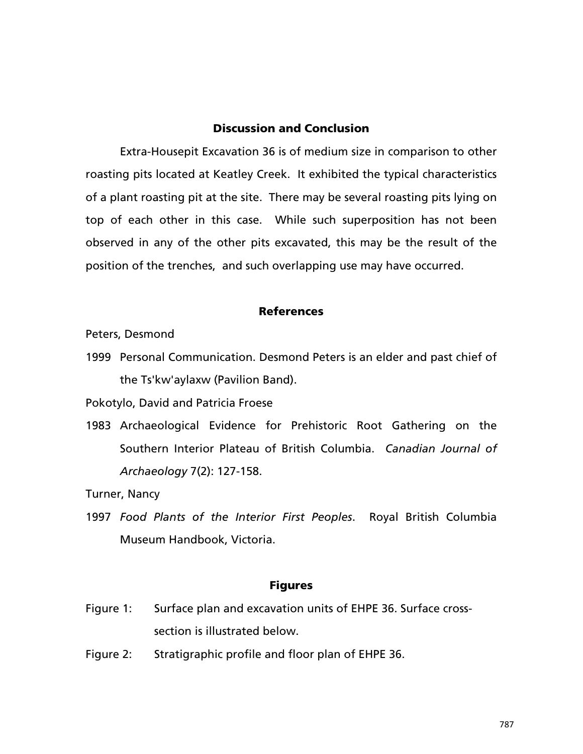## Discussion and Conclusion

Extra-Housepit Excavation 36 is of medium size in comparison to other roasting pits located at Keatley Creek. It exhibited the typical characteristics of a plant roasting pit at the site. There may be several roasting pits lying on top of each other in this case. While such superposition has not been observed in any of the other pits excavated, this may be the result of the position of the trenches, and such overlapping use may have occurred.

## References

Peters, Desmond

1999 Personal Communication. Desmond Peters is an elder and past chief of the Ts'kw'aylaxw (Pavilion Band).

Pokotylo, David and Patricia Froese

1983 Archaeological Evidence for Prehistoric Root Gathering on the Southern Interior Plateau of British Columbia. *Canadian Journal of Archaeology* 7(2): 127-158.

Turner, Nancy

1997 *Food Plants of the Interior First Peoples*. Royal British Columbia Museum Handbook, Victoria.

## Figures

Figure 1: Surface plan and excavation units of EHPE 36. Surface cross-section is illustrated below.

Figure 2: Stratigraphic profile and floor plan of EHPE 36.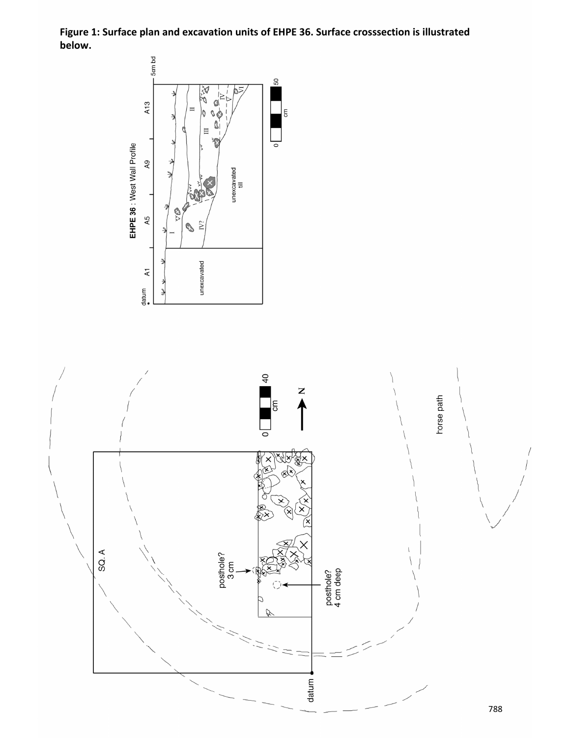**Figure 1: Surface plan and excavation units of EHPE 36. Surface crosssection is illustrated below.**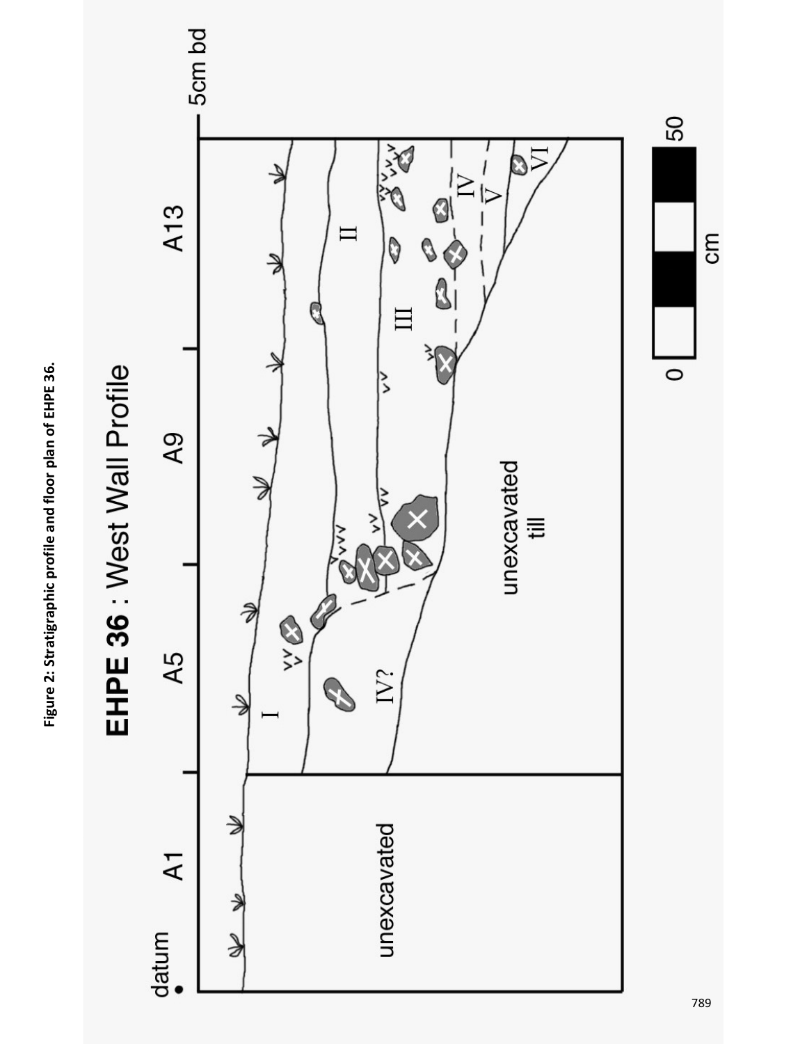**Figure 2: Stratigraphic profile and floor plan of EHPE 36.**

EHPE 36 : West Wall Profile

datum

A1

A5

A9

A13

5cm bd

unexcavated

unexcavated till

I

II

III

IV?

IV

V

VI

0

50

cm